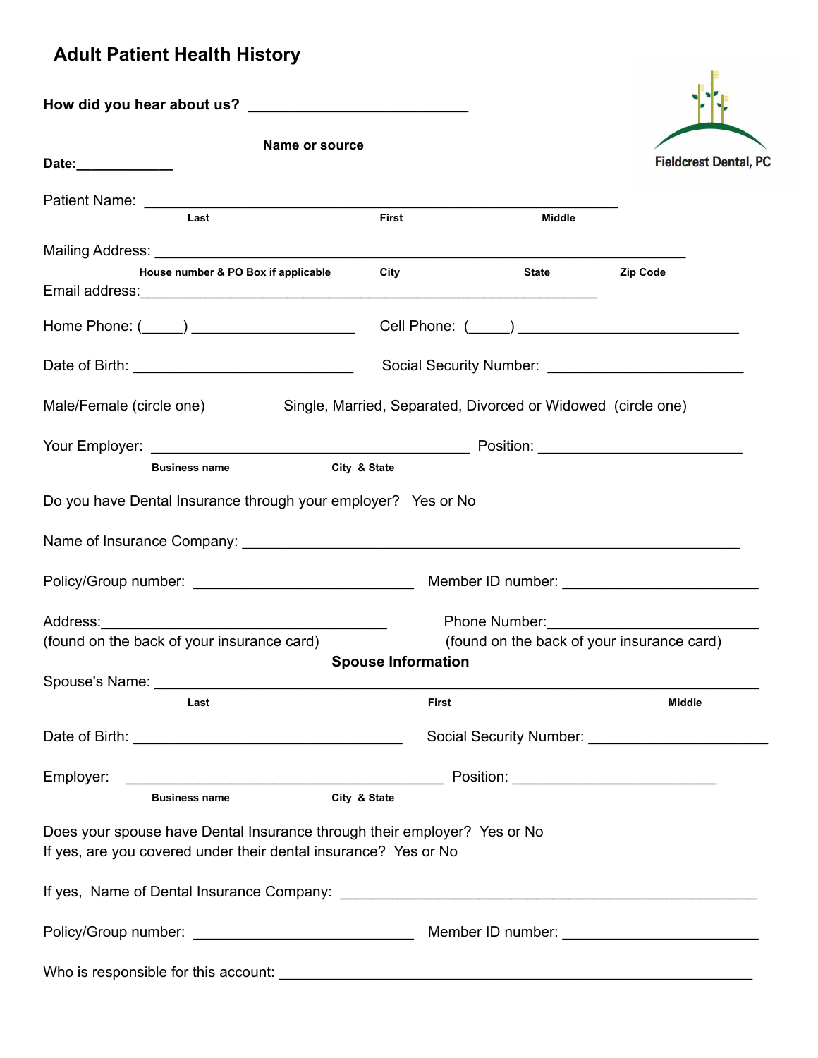# Adult Patient Health History

Fieldcrest Dental, PC

**How did you hear about us?** ___________________________

**Name or source**

**Date:**_____________

Patient Name: ___________________________________________________________

**Last** **First** **Middle**

Mailing Address: _________________________________________________________________

**House number & PO Box if applicable** **City** **State** **Zip Code**

Email address:________________________________________________________

Home Phone: (_____) ____________________ Cell Phone: (_____) __________________________

Date of Birth: ___________________________ Social Security Number: ________________________

Male/Female (circle one) Single, Married, Separated, Divorced or Widowed (circle one)

Your Employer: _______________________________________ Position: _________________________

**Business name** **City & State**

Do you have Dental Insurance through your employer? Yes or No

Name of Insurance Company: _____________________________________________________________

Policy/Group number: ___________________________ Member ID number: ________________________

Address:___________________________________ Phone Number:__________________________

(found on the back of your insurance card) (found on the back of your insurance card)

**Spouse Information**

Spouse's Name: ____________________________________________________________________

**Last** **First** **Middle**

Date of Birth: _________________________________ Social Security Number: _____________________

Employer: _______________________________________ Position: ________________________

**Business name** **City & State**

Does your spouse have Dental Insurance through their employer? Yes or No

If yes, are you covered under their dental insurance? Yes or No

If yes, Name of Dental Insurance Company: _____________________________________________________

Policy/Group number: ___________________________ Member ID number: ________________________

Who is responsible for this account: ___________________________________________________________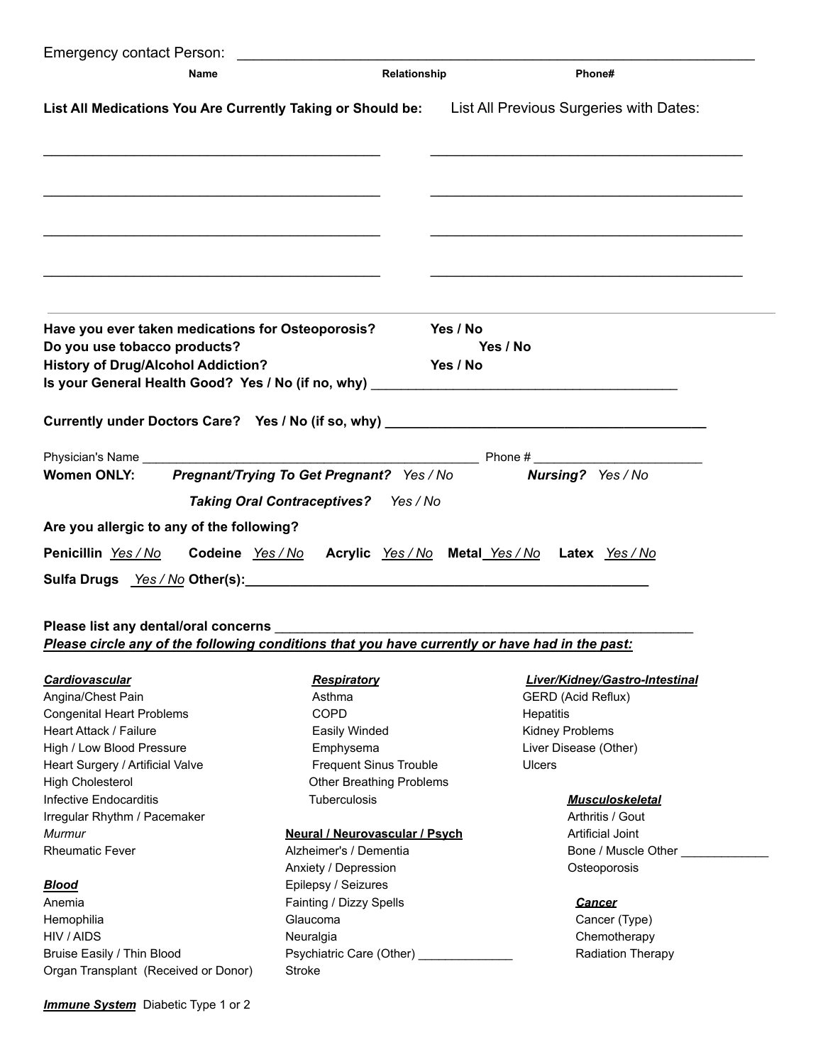Emergency contact Person: ______________________________________________________________

**Name** **Relationship** **Phone#**

**List All Medications You Are Currently Taking or Should be:**

____________________________________________

____________________________________________

____________________________________________

____________________________________________

List All Previous Surgeries with Dates:

____________________________________________

____________________________________________

____________________________________________

____________________________________________

---

**Have you ever taken medications for Osteoporosis?** **Yes / No**
**Do you use tobacco products?** **Yes / No**
**History of Drug/Alcohol Addiction?** **Yes / No**
**Is your General Health Good? Yes / No (if no, why)** ________________________________________

**Currently under Doctors Care? Yes / No (if so, why)** ________________________________________

Physician's Name ____________________________________________ Phone # ______________________

**Women ONLY:** ***Pregnant/Trying To Get Pregnant?*** *Yes / No* ***Nursing?*** *Yes / No*

***Taking Oral Contraceptives?*** *Yes / No*

**Are you allergic to any of the following?**

**Penicillin** *Yes / No* **Codeine** *Yes / No* **Acrylic** *Yes / No* **Metal** *Yes / No* **Latex** *Yes / No*

**Sulfa Drugs** *Yes / No* **Other(s):**____________________________________________________

**Please list any dental/oral concerns** ____________________________________________________

***Please circle any of the following conditions that you have currently or have had in the past:***

***Cardiovascular***
- Angina/Chest Pain
- Congenital Heart Problems
- Heart Attack / Failure
- High / Low Blood Pressure
- Heart Surgery / Artificial Valve
- High Cholesterol
- Infective Endocarditis
- Irregular Rhythm / Pacemaker
- *Murmur*
- Rheumatic Fever

***Blood***
- Anemia
- Hemophilia
- HIV / AIDS
- Bruise Easily / Thin Blood
- Organ Transplant (Received or Donor)

***Respiratory***
- Asthma
- COPD
- Easily Winded
- Emphysema
- Frequent Sinus Trouble
- Other Breathing Problems
- Tuberculosis

**Neural / Neurovascular / Psych**
- Alzheimer's / Dementia
- Anxiety / Depression
- Epilepsy / Seizures
- Fainting / Dizzy Spells
- Glaucoma
- Neuralgia
- Psychiatric Care (Other) ______________
- Stroke

***Liver/Kidney/Gastro-Intestinal***
- GERD (Acid Reflux)
- Hepatitis
- Kidney Problems
- Liver Disease (Other)
- Ulcers

***Musculoskeletal***
- Arthritis / Gout
- Artificial Joint
- Bone / Muscle Other ______________
- Osteoporosis

***Cancer***
- Cancer (Type)
- Chemotherapy
- Radiation Therapy

***Immune System*** Diabetic Type 1 or 2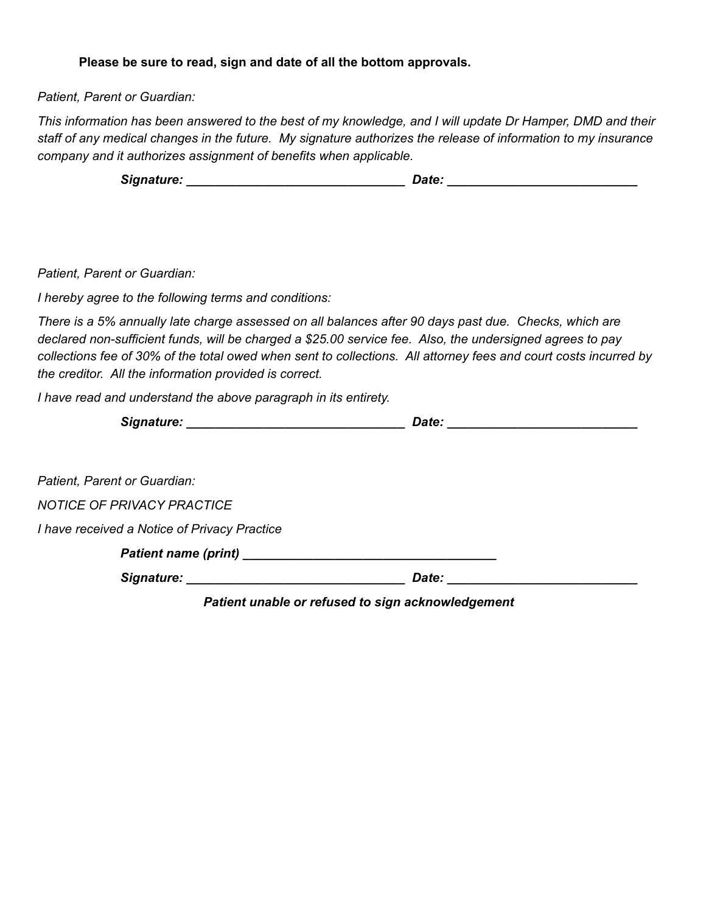**Please be sure to read, sign and date of all the bottom approvals.**

*Patient, Parent or Guardian:*

*This information has been answered to the best of my knowledge, and I will update Dr Hamper, DMD and their staff of any medical changes in the future. My signature authorizes the release of information to my insurance company and it authorizes assignment of benefits when applicable.*

***Signature: _______________________________ Date: ___________________________***

*Patient, Parent or Guardian:*

*I hereby agree to the following terms and conditions:*

*There is a 5% annually late charge assessed on all balances after 90 days past due. Checks, which are declared non-sufficient funds, will be charged a $25.00 service fee. Also, the undersigned agrees to pay collections fee of 30% of the total owed when sent to collections. All attorney fees and court costs incurred by the creditor. All the information provided is correct.*

*I have read and understand the above paragraph in its entirety.*

***Signature: _______________________________ Date: ___________________________***

*Patient, Parent or Guardian:*

*NOTICE OF PRIVACY PRACTICE*

*I have received a Notice of Privacy Practice*

***Patient name (print) ___________________________________***

***Signature: _______________________________ Date: ___________________________***

***Patient unable or refused to sign acknowledgement***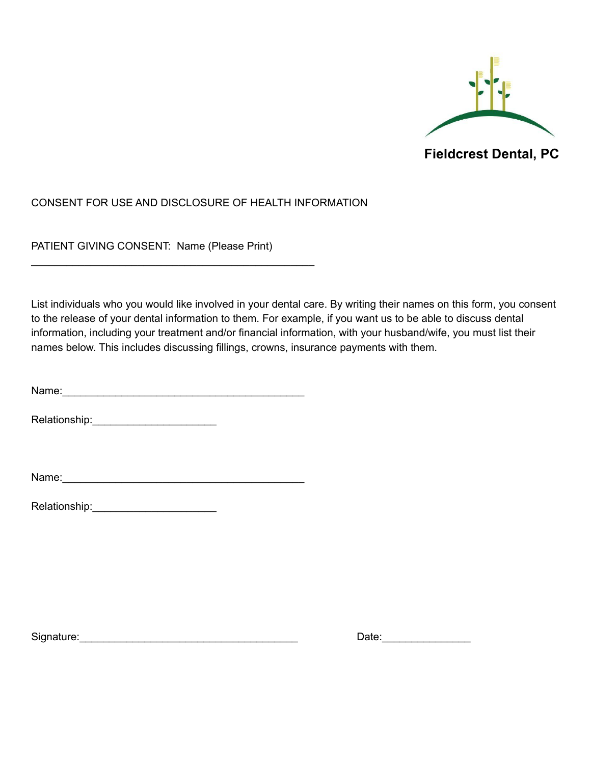**Fieldcrest Dental, PC**

CONSENT FOR USE AND DISCLOSURE OF HEALTH INFORMATION

PATIENT GIVING CONSENT: Name (Please Print)

_______________________________________________

List individuals who you would like involved in your dental care. By writing their names on this form, you consent to the release of your dental information to them. For example, if you want us to be able to discuss dental information, including your treatment and/or financial information, with your husband/wife, you must list their names below. This includes discussing fillings, crowns, insurance payments with them.

Name:_________________________________________

Relationship:_____________________

Name:_________________________________________

Relationship:_____________________

Signature:_____________________________________ Date:_______________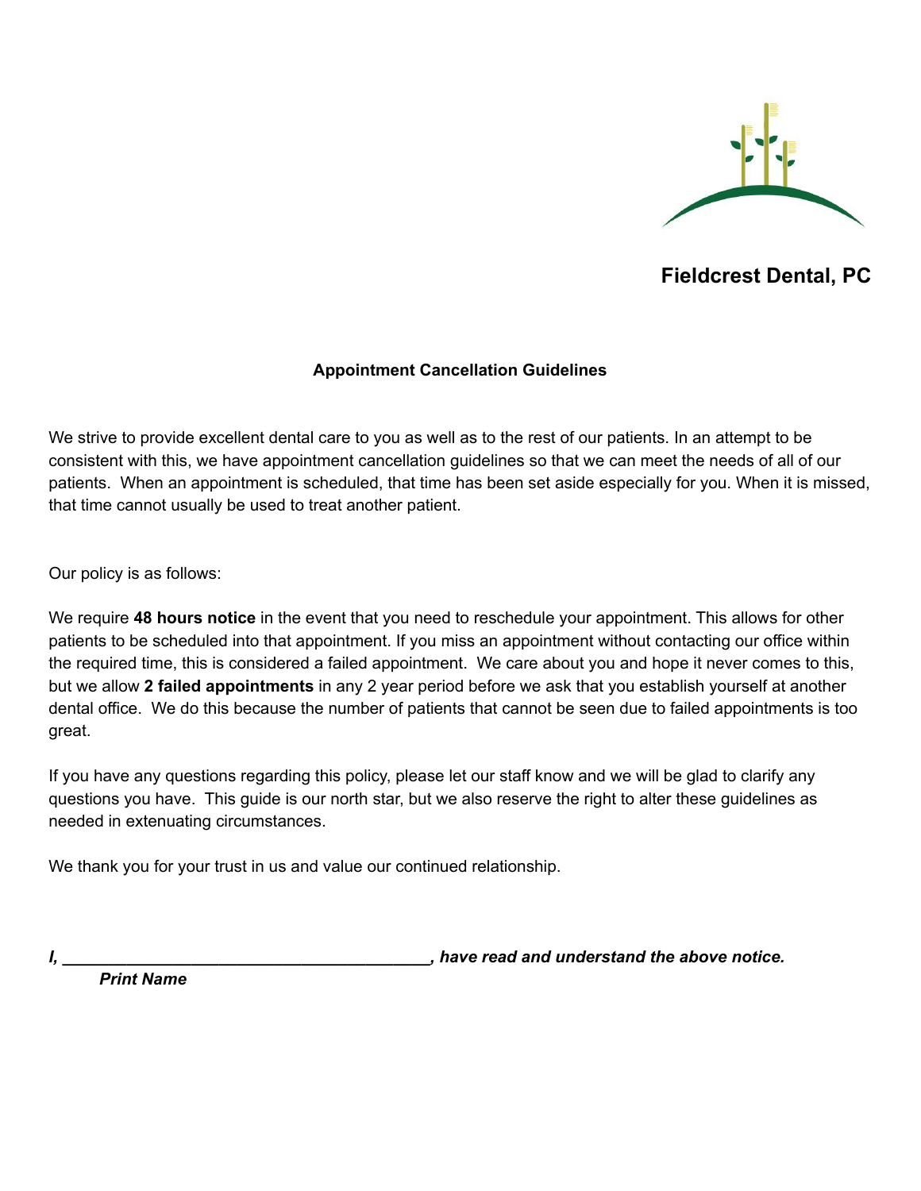**Fieldcrest Dental, PC**

## Appointment Cancellation Guidelines

We strive to provide excellent dental care to you as well as to the rest of our patients. In an attempt to be consistent with this, we have appointment cancellation guidelines so that we can meet the needs of all of our patients. When an appointment is scheduled, that time has been set aside especially for you. When it is missed, that time cannot usually be used to treat another patient.

Our policy is as follows:

We require **48 hours notice** in the event that you need to reschedule your appointment. This allows for other patients to be scheduled into that appointment. If you miss an appointment without contacting our office within the required time, this is considered a failed appointment. We care about you and hope it never comes to this, but we allow **2 failed appointments** in any 2 year period before we ask that you establish yourself at another dental office. We do this because the number of patients that cannot be seen due to failed appointments is too great.

If you have any questions regarding this policy, please let our staff know and we will be glad to clarify any questions you have. This guide is our north star, but we also reserve the right to alter these guidelines as needed in extenuating circumstances.

We thank you for your trust in us and value our continued relationship.

***I, _______________________________________, have read and understand the above notice.***

***Print Name***